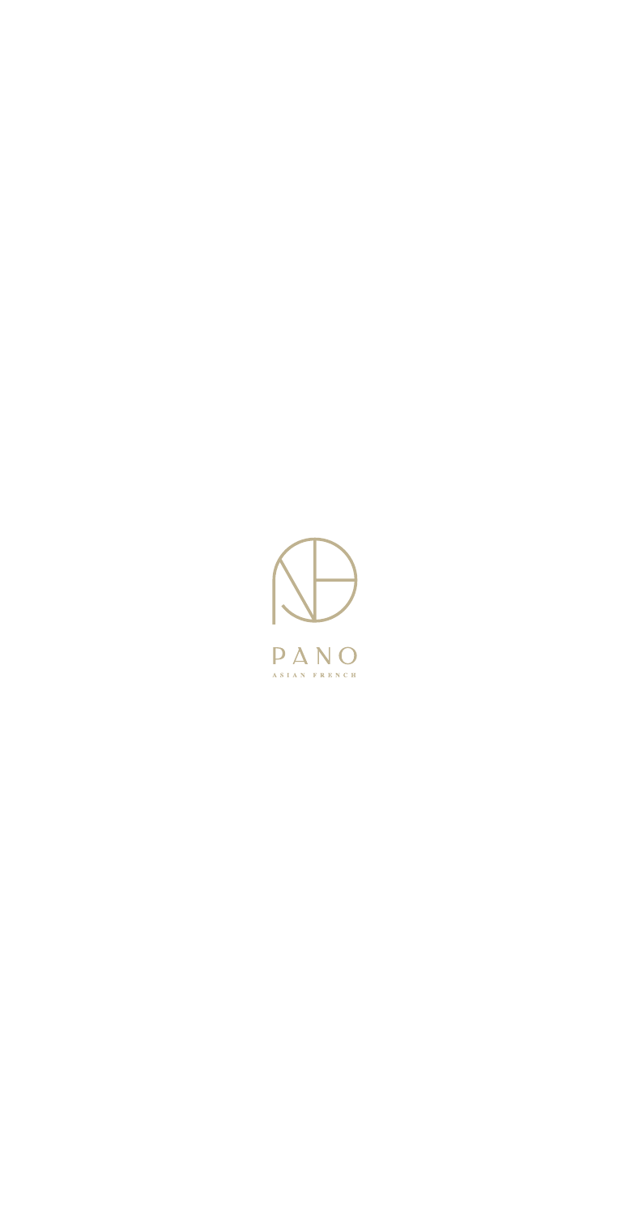# PANO

ASIAN FRENCH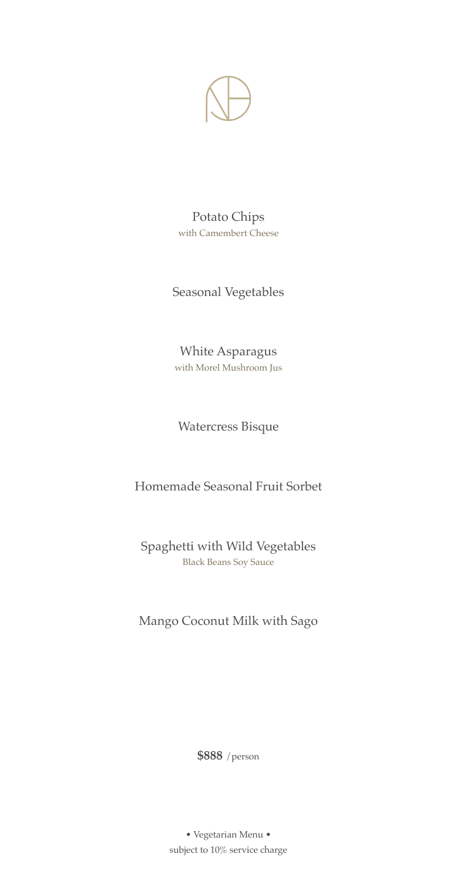Potato Chips
with Camembert Cheese

Seasonal Vegetables

White Asparagus
with Morel Mushroom Jus

Watercress Bisque

Homemade Seasonal Fruit Sorbet

Spaghetti with Wild Vegetables
Black Beans Soy Sauce

Mango Coconut Milk with Sago

**$888** /person

• Vegetarian Menu •
subject to 10% service charge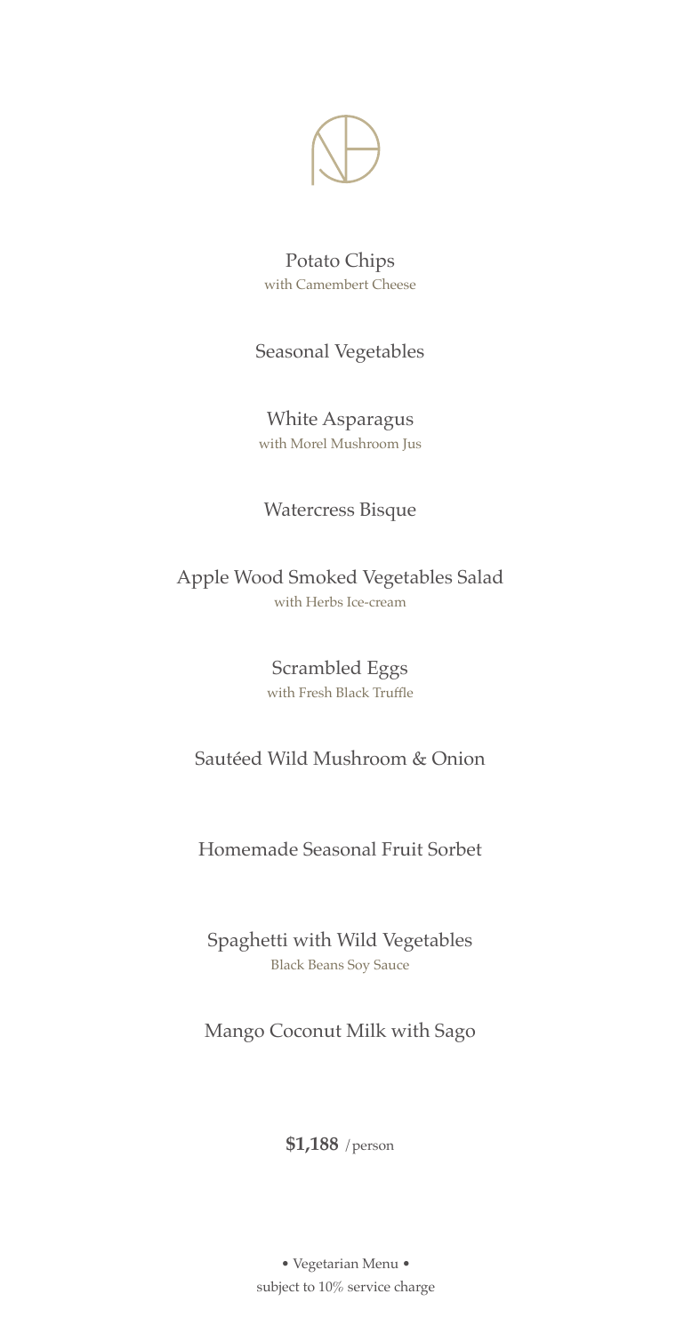Potato Chips
with Camembert Cheese

Seasonal Vegetables

White Asparagus
with Morel Mushroom Jus

Watercress Bisque

Apple Wood Smoked Vegetables Salad
with Herbs Ice-cream

Scrambled Eggs
with Fresh Black Truffle

Sautéed Wild Mushroom & Onion

Homemade Seasonal Fruit Sorbet

Spaghetti with Wild Vegetables
Black Beans Soy Sauce

Mango Coconut Milk with Sago

**$1,188** /person

• Vegetarian Menu •
subject to 10% service charge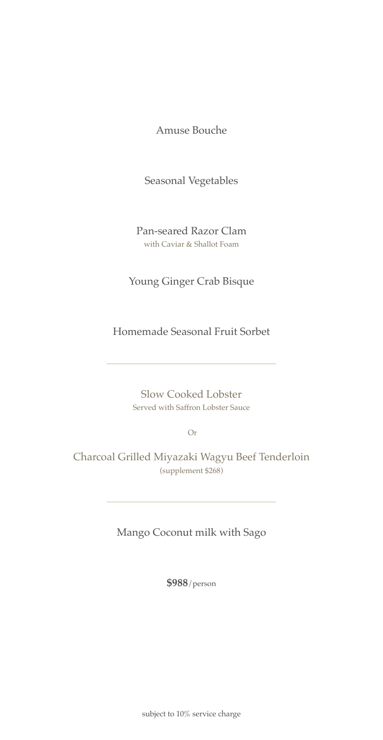Amuse Bouche

Seasonal Vegetables

Pan-seared Razor Clam
with Caviar & Shallot Foam

Young Ginger Crab Bisque

Homemade Seasonal Fruit Sorbet

---

Slow Cooked Lobster
Served with Saffron Lobster Sauce

Or

Charcoal Grilled Miyazaki Wagyu Beef Tenderloin
(supplement $268)

---

Mango Coconut milk with Sago

**$988**/person

subject to 10% service charge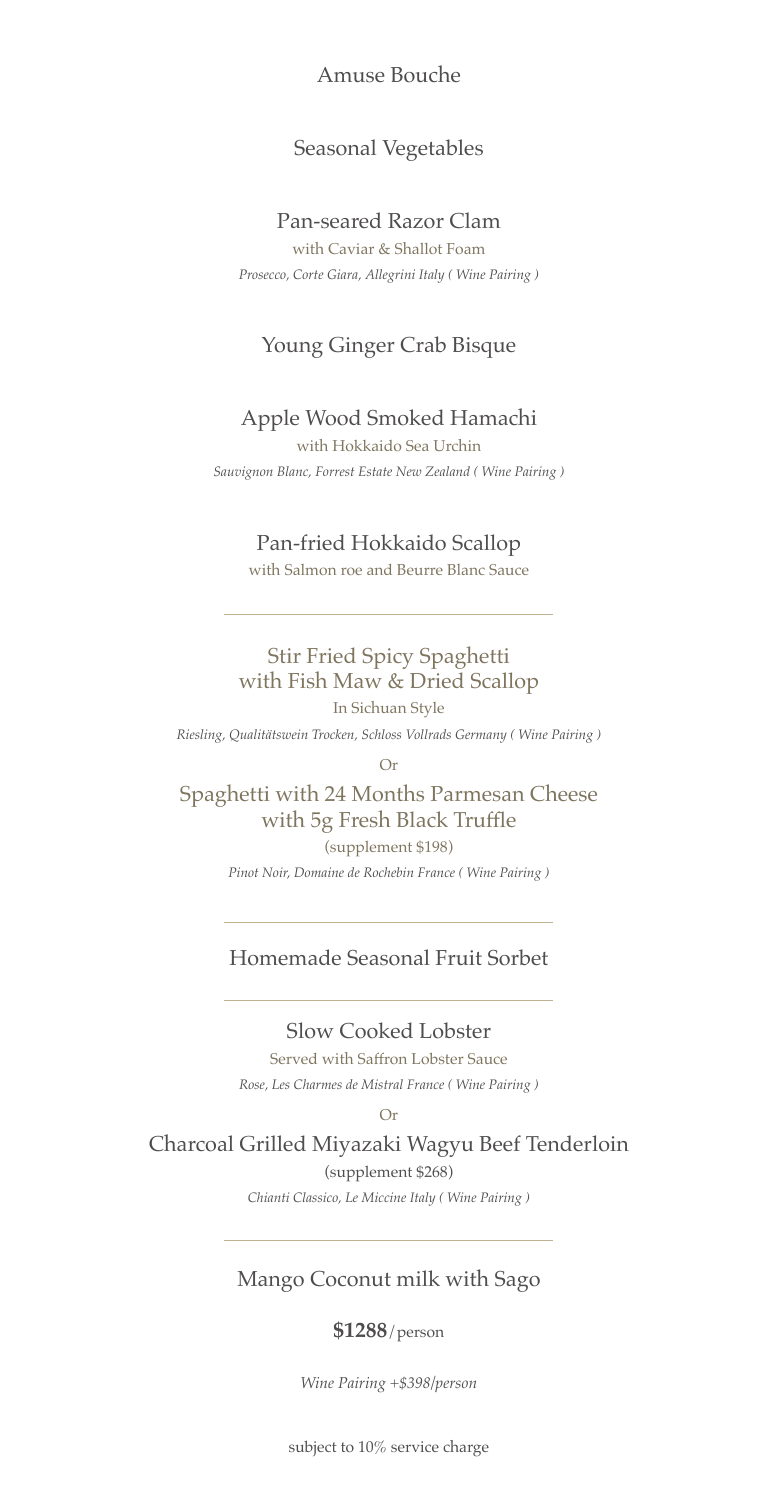Amuse Bouche

Seasonal Vegetables

Pan-seared Razor Clam

with Caviar & Shallot Foam

*Prosecco, Corte Giara, Allegrini Italy ( Wine Pairing )*

Young Ginger Crab Bisque

Apple Wood Smoked Hamachi

with Hokkaido Sea Urchin

*Sauvignon Blanc, Forrest Estate New Zealand ( Wine Pairing )*

Pan-fried Hokkaido Scallop

with Salmon roe and Beurre Blanc Sauce

---

Stir Fried Spicy Spaghetti
with Fish Maw & Dried Scallop

In Sichuan Style

*Riesling, Qualitätswein Trocken, Schloss Vollrads Germany ( Wine Pairing )*

Or

Spaghetti with 24 Months Parmesan Cheese
with 5g Fresh Black Truffle

(supplement $198)

*Pinot Noir, Domaine de Rochebin France ( Wine Pairing )*

---

Homemade Seasonal Fruit Sorbet

---

Slow Cooked Lobster

Served with Saffron Lobster Sauce

*Rose, Les Charmes de Mistral France ( Wine Pairing )*

Or

Charcoal Grilled Miyazaki Wagyu Beef Tenderloin

(supplement $268)

*Chianti Classico, Le Miccine Italy ( Wine Pairing )*

---

Mango Coconut milk with Sago

**$1288**/person

*Wine Pairing +$398/person*

subject to 10% service charge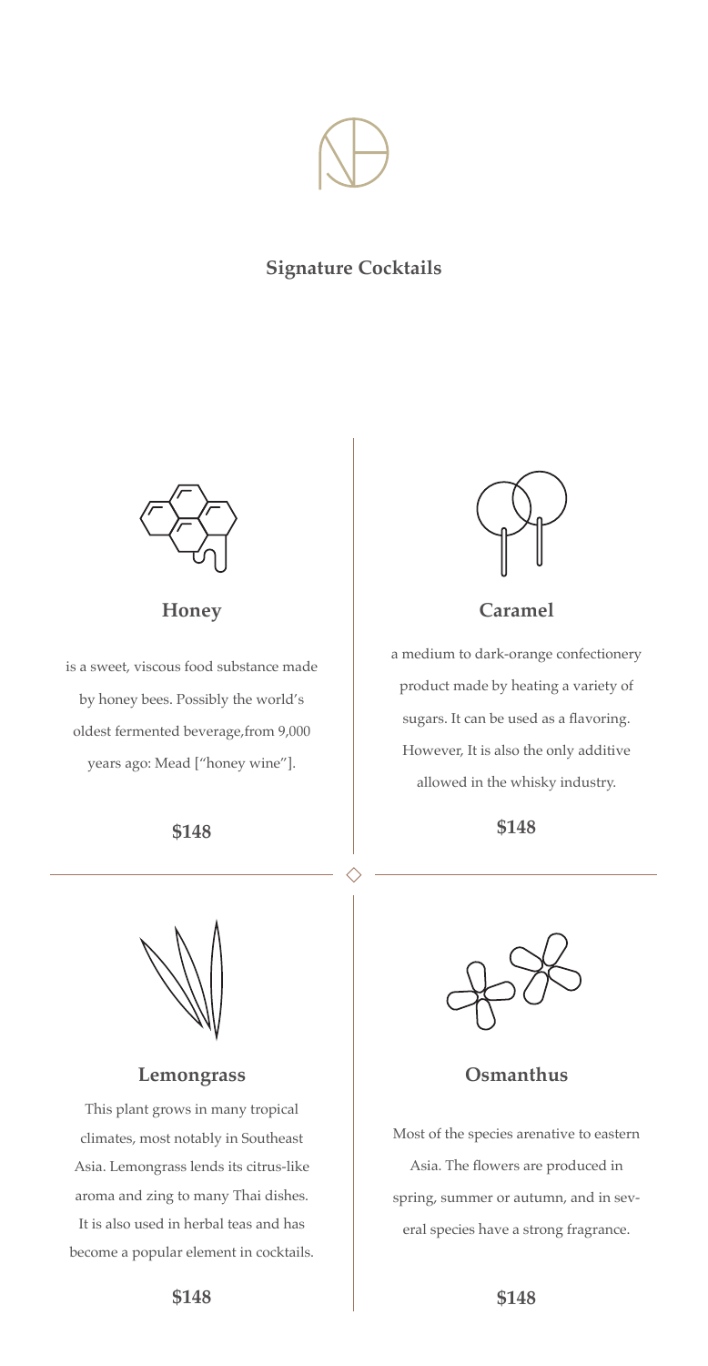## Signature Cocktails

### Honey

is a sweet, viscous food substance made by honey bees. Possibly the world's oldest fermented beverage,from 9,000 years ago: Mead ["honey wine"].

**$148**

### Caramel

a medium to dark-orange confectionery product made by heating a variety of sugars. It can be used as a flavoring. However, It is also the only additive allowed in the whisky industry.

**$148**

### Lemongrass

This plant grows in many tropical climates, most notably in Southeast Asia. Lemongrass lends its citrus-like aroma and zing to many Thai dishes. It is also used in herbal teas and has become a popular element in cocktails.

**$148**

### Osmanthus

Most of the species arenative to eastern Asia. The flowers are produced in spring, summer or autumn, and in several species have a strong fragrance.

**$148**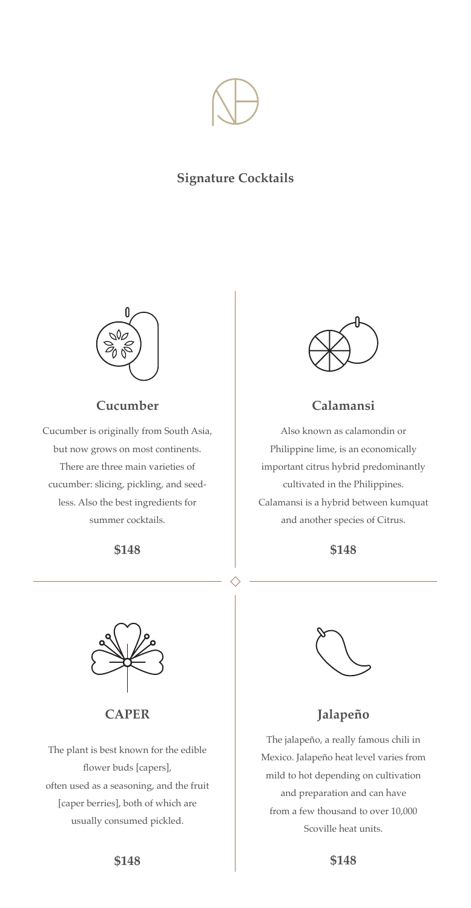## Signature Cocktails

### Cucumber

Cucumber is originally from South Asia, but now grows on most continents. There are three main varieties of cucumber: slicing, pickling, and seedless. Also the best ingredients for summer cocktails.

**$148**

### Calamansi

Also known as calamondin or Philippine lime, is an economically important citrus hybrid predominantly cultivated in the Philippines. Calamansi is a hybrid between kumquat and another species of Citrus.

**$148**

### CAPER

The plant is best known for the edible flower buds [capers], often used as a seasoning, and the fruit [caper berries], both of which are usually consumed pickled.

**$148**

### Jalapeño

The jalapeño, a really famous chili in Mexico. Jalapeño heat level varies from mild to hot depending on cultivation and preparation and can have from a few thousand to over 10,000 Scoville heat units.

**$148**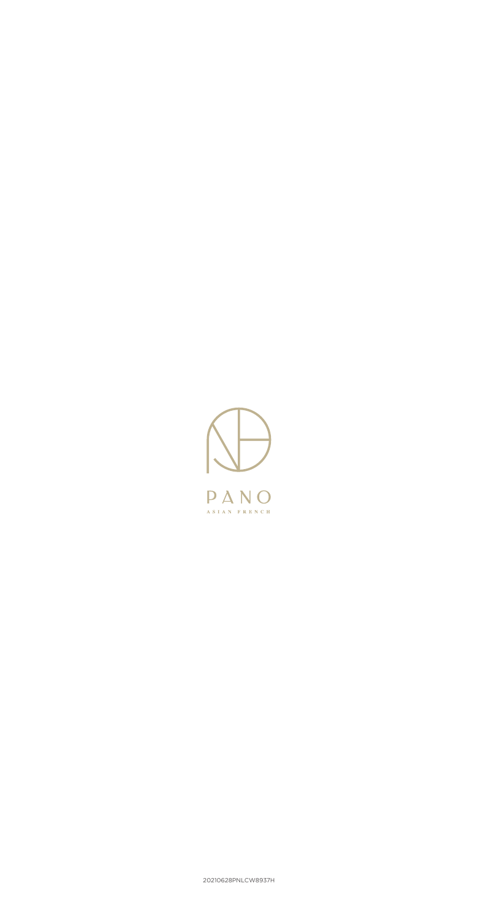PANO

ASIAN FRENCH

20210628PNLCW8937H